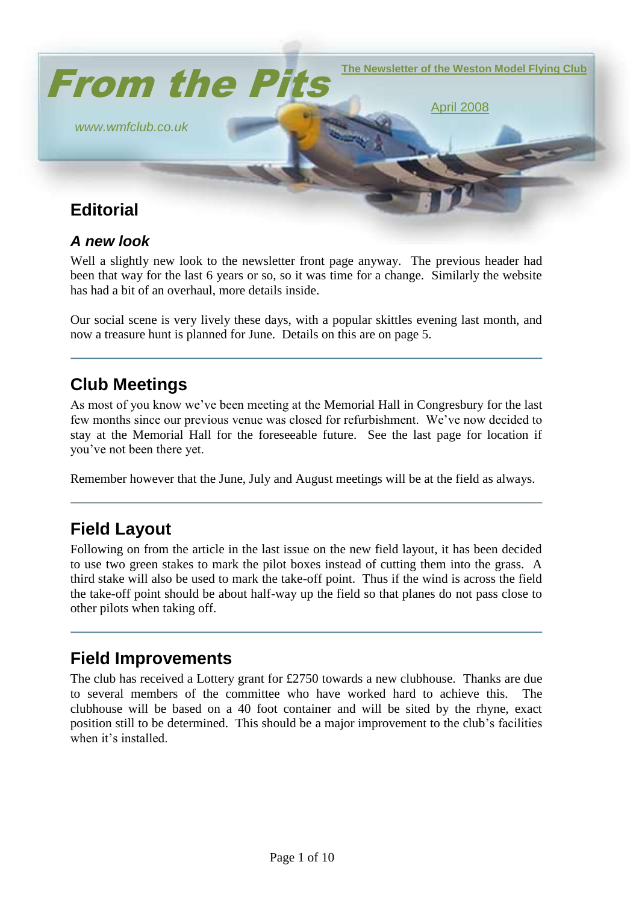# From the Pits

**The Newsletter of the Weston Model Flying Club**

April 2008

www.wmfclub.co.uk

## Editorial

### *A new look*

Well a slightly new look to the newsletter front page anyway. The previous header had been that way for the last 6 years or so, so it was time for a change. Similarly the website has had a bit of an overhaul, more details inside.

Our social scene is very lively these days, with a popular skittles evening last month, and now a treasure hunt is planned for June. Details on this are on page 5.

---

## Club Meetings

As most of you know we've been meeting at the Memorial Hall in Congresbury for the last few months since our previous venue was closed for refurbishment. We've now decided to stay at the Memorial Hall for the foreseeable future. See the last page for location if you've not been there yet.

Remember however that the June, July and August meetings will be at the field as always.

---

## Field Layout

Following on from the article in the last issue on the new field layout, it has been decided to use two green stakes to mark the pilot boxes instead of cutting them into the grass. A third stake will also be used to mark the take-off point. Thus if the wind is across the field the take-off point should be about half-way up the field so that planes do not pass close to other pilots when taking off.

---

## Field Improvements

The club has received a Lottery grant for £2750 towards a new clubhouse. Thanks are due to several members of the committee who have worked hard to achieve this. The clubhouse will be based on a 40 foot container and will be sited by the rhyne, exact position still to be determined. This should be a major improvement to the club's facilities when it's installed.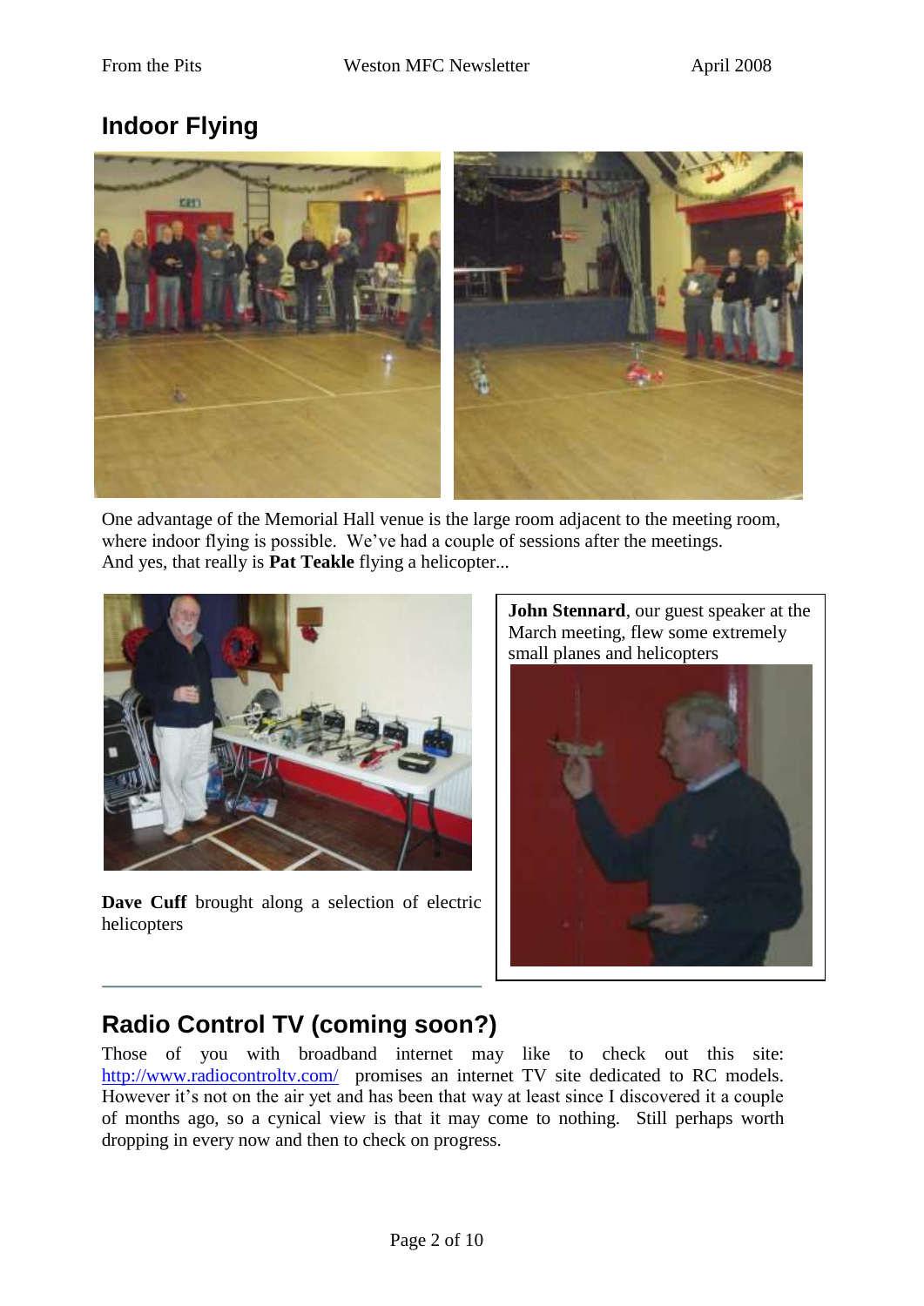## Indoor Flying

One advantage of the Memorial Hall venue is the large room adjacent to the meeting room, where indoor flying is possible. We've had a couple of sessions after the meetings. And yes, that really is **Pat Teakle** flying a helicopter...

**Dave Cuff** brought along a selection of electric helicopters

**John Stennard**, our guest speaker at the March meeting, flew some extremely small planes and helicopters

## Radio Control TV (coming soon?)

Those of you with broadband internet may like to check out this site: http://www.radiocontroltv.com/ promises an internet TV site dedicated to RC models. However it's not on the air yet and has been that way at least since I discovered it a couple of months ago, so a cynical view is that it may come to nothing. Still perhaps worth dropping in every now and then to check on progress.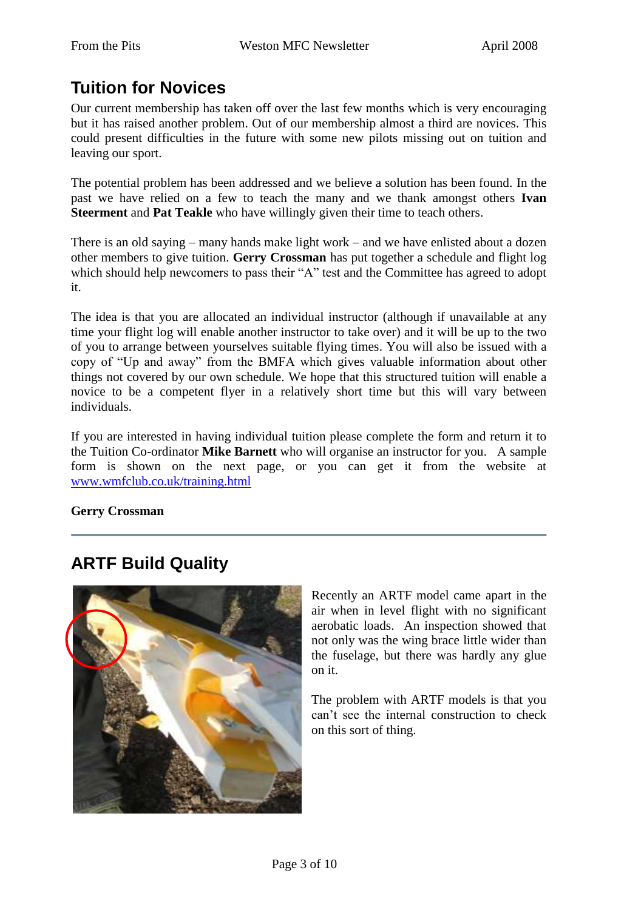## Tuition for Novices

Our current membership has taken off over the last few months which is very encouraging but it has raised another problem. Out of our membership almost a third are novices. This could present difficulties in the future with some new pilots missing out on tuition and leaving our sport.

The potential problem has been addressed and we believe a solution has been found. In the past we have relied on a few to teach the many and we thank amongst others **Ivan Steerment** and **Pat Teakle** who have willingly given their time to teach others.

There is an old saying – many hands make light work – and we have enlisted about a dozen other members to give tuition. **Gerry Crossman** has put together a schedule and flight log which should help newcomers to pass their "A" test and the Committee has agreed to adopt it.

The idea is that you are allocated an individual instructor (although if unavailable at any time your flight log will enable another instructor to take over) and it will be up to the two of you to arrange between yourselves suitable flying times. You will also be issued with a copy of "Up and away" from the BMFA which gives valuable information about other things not covered by our own schedule. We hope that this structured tuition will enable a novice to be a competent flyer in a relatively short time but this will vary between individuals.

If you are interested in having individual tuition please complete the form and return it to the Tuition Co-ordinator **Mike Barnett** who will organise an instructor for you. A sample form is shown on the next page, or you can get it from the website at [www.wmfclub.co.uk/training.html](www.wmfclub.co.uk/training.html)

**Gerry Crossman**

---

## ARTF Build Quality

Recently an ARTF model came apart in the air when in level flight with no significant aerobatic loads. An inspection showed that not only was the wing brace little wider than the fuselage, but there was hardly any glue on it.

The problem with ARTF models is that you can't see the internal construction to check on this sort of thing.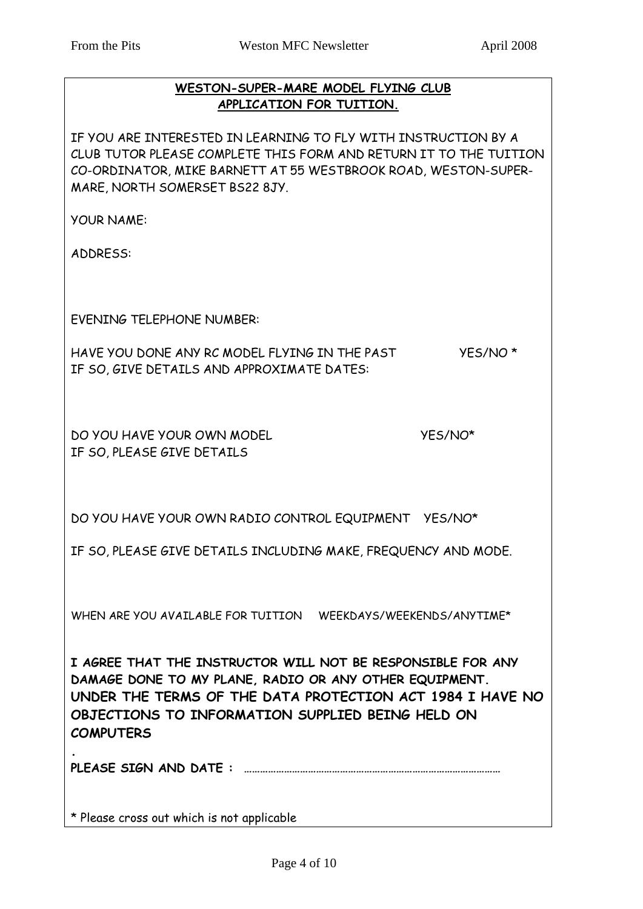**WESTON-SUPER-MARE MODEL FLYING CLUB**
**APPLICATION FOR TUITION.**

IF YOU ARE INTERESTED IN LEARNING TO FLY WITH INSTRUCTION BY A CLUB TUTOR PLEASE COMPLETE THIS FORM AND RETURN IT TO THE TUITION CO-ORDINATOR, MIKE BARNETT AT 55 WESTBROOK ROAD, WESTON-SUPER-MARE, NORTH SOMERSET BS22 8JY.

YOUR NAME:

ADDRESS:

EVENING TELEPHONE NUMBER:

HAVE YOU DONE ANY RC MODEL FLYING IN THE PAST YES/NO *
IF SO, GIVE DETAILS AND APPROXIMATE DATES:

DO YOU HAVE YOUR OWN MODEL YES/NO*
IF SO, PLEASE GIVE DETAILS

DO YOU HAVE YOUR OWN RADIO CONTROL EQUIPMENT YES/NO*

IF SO, PLEASE GIVE DETAILS INCLUDING MAKE, FREQUENCY AND MODE.

WHEN ARE YOU AVAILABLE FOR TUITION WEEKDAYS/WEEKENDS/ANYTIME*

**I AGREE THAT THE INSTRUCTOR WILL NOT BE RESPONSIBLE FOR ANY DAMAGE DONE TO MY PLANE, RADIO OR ANY OTHER EQUIPMENT.**
**UNDER THE TERMS OF THE DATA PROTECTION ACT 1984 I HAVE NO OBJECTIONS TO INFORMATION SUPPLIED BEING HELD ON COMPUTERS**

**.**
**PLEASE SIGN AND DATE :** ……………………………………………………………………………………

* Please cross out which is not applicable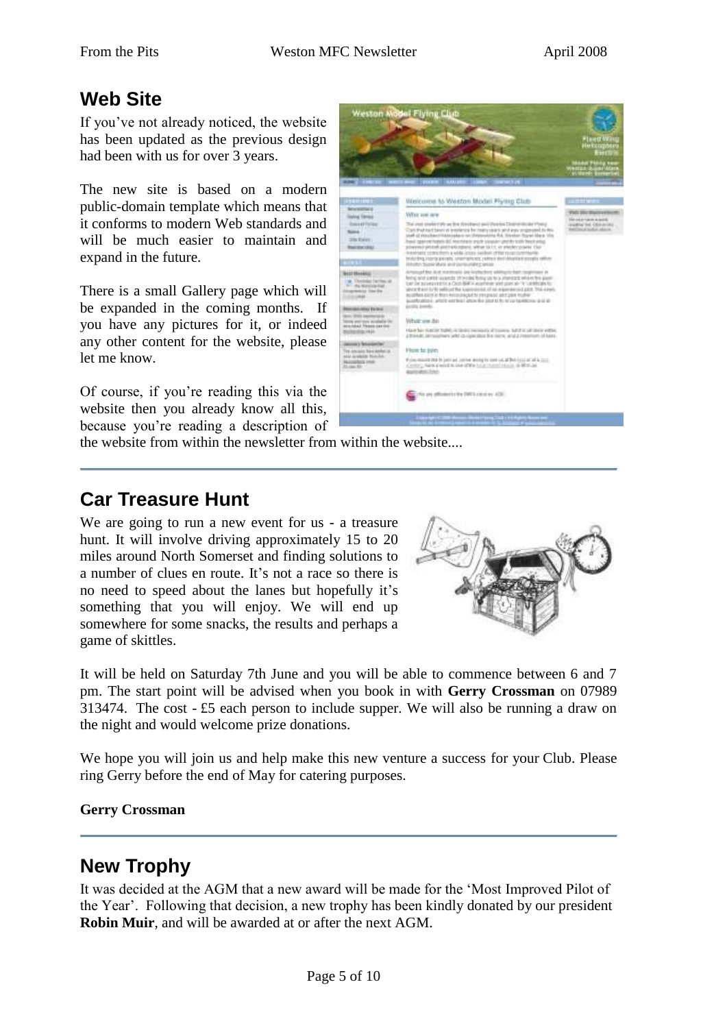## Web Site

If you've not already noticed, the website has been updated as the previous design had been with us for over 3 years.

The new site is based on a modern public-domain template which means that it conforms to modern Web standards and will be much easier to maintain and expand in the future.

There is a small Gallery page which will be expanded in the coming months. If you have any pictures for it, or indeed any other content for the website, please let me know.

Of course, if you're reading this via the website then you already know all this, because you're reading a description of the website from within the newsletter from within the website....

---

## Car Treasure Hunt

We are going to run a new event for us - a treasure hunt. It will involve driving approximately 15 to 20 miles around North Somerset and finding solutions to a number of clues en route. It's not a race so there is no need to speed about the lanes but hopefully it's something that you will enjoy. We will end up somewhere for some snacks, the results and perhaps a game of skittles.

It will be held on Saturday 7th June and you will be able to commence between 6 and 7 pm. The start point will be advised when you book in with **Gerry Crossman** on 07989 313474. The cost - £5 each person to include supper. We will also be running a draw on the night and would welcome prize donations.

We hope you will join us and help make this new venture a success for your Club. Please ring Gerry before the end of May for catering purposes.

**Gerry Crossman**

---

## New Trophy

It was decided at the AGM that a new award will be made for the 'Most Improved Pilot of the Year'. Following that decision, a new trophy has been kindly donated by our president **Robin Muir**, and will be awarded at or after the next AGM.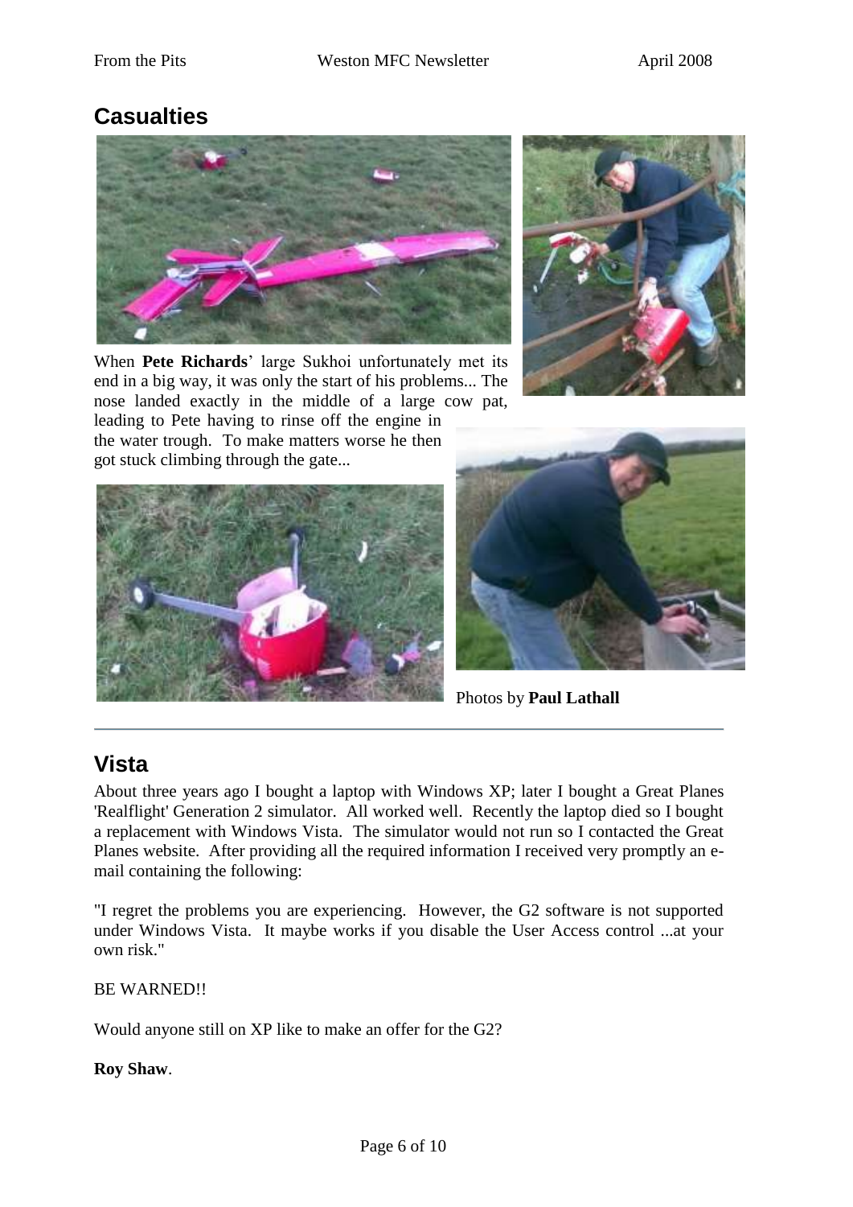## Casualties

When **Pete Richards**' large Sukhoi unfortunately met its end in a big way, it was only the start of his problems... The nose landed exactly in the middle of a large cow pat, leading to Pete having to rinse off the engine in the water trough. To make matters worse he then got stuck climbing through the gate...

Photos by **Paul Lathall**

---

## Vista

About three years ago I bought a laptop with Windows XP; later I bought a Great Planes 'Realflight' Generation 2 simulator. All worked well. Recently the laptop died so I bought a replacement with Windows Vista. The simulator would not run so I contacted the Great Planes website. After providing all the required information I received very promptly an e-mail containing the following:

"I regret the problems you are experiencing. However, the G2 software is not supported under Windows Vista. It maybe works if you disable the User Access control ...at your own risk."

BE WARNED!!

Would anyone still on XP like to make an offer for the G2?

**Roy Shaw**.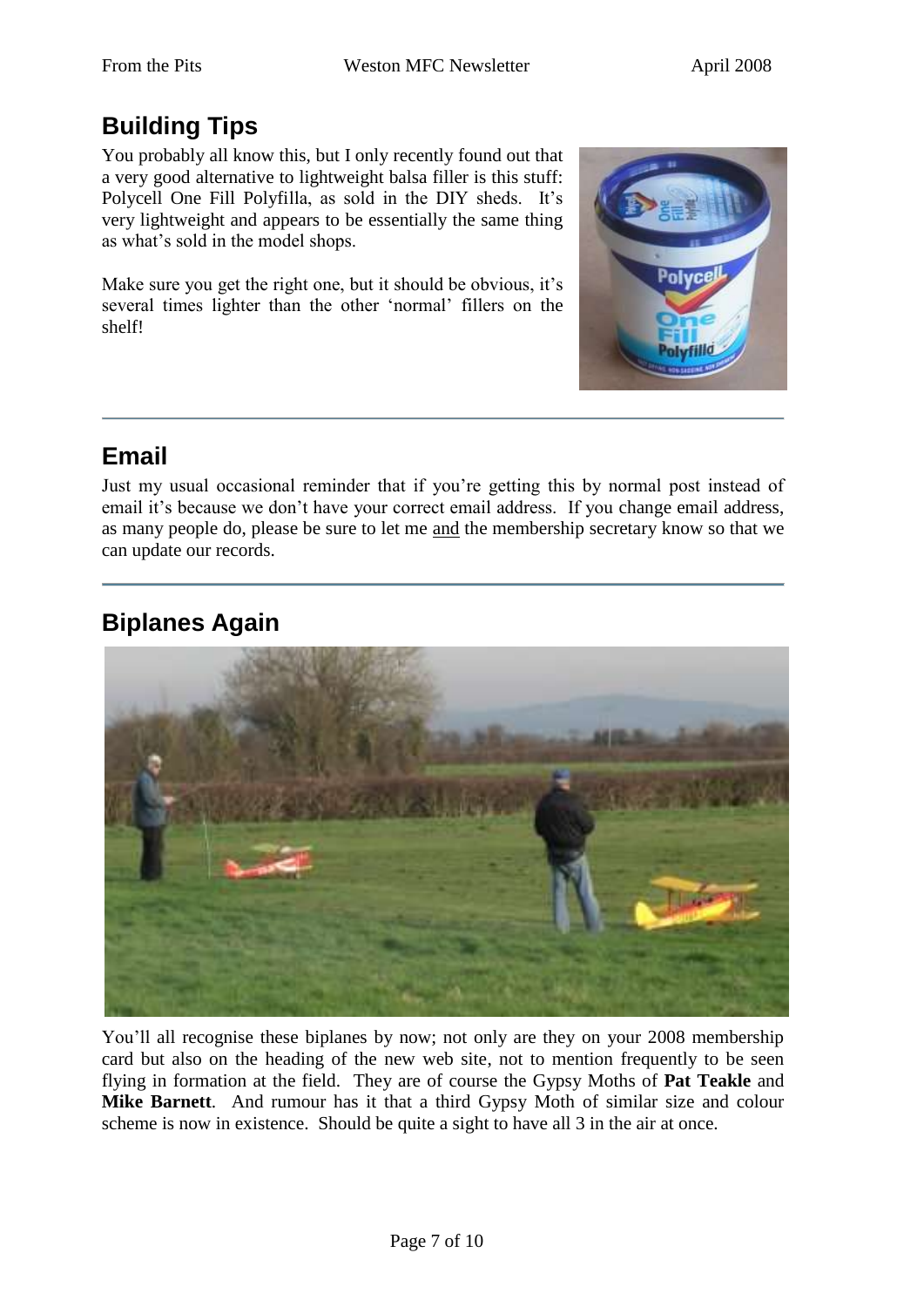## Building Tips

You probably all know this, but I only recently found out that a very good alternative to lightweight balsa filler is this stuff: Polycell One Fill Polyfilla, as sold in the DIY sheds. It's very lightweight and appears to be essentially the same thing as what's sold in the model shops.

Make sure you get the right one, but it should be obvious, it's several times lighter than the other 'normal' fillers on the shelf!

---

## Email

Just my usual occasional reminder that if you're getting this by normal post instead of email it's because we don't have your correct email address. If you change email address, as many people do, please be sure to let me and the membership secretary know so that we can update our records.

---

## Biplanes Again

You'll all recognise these biplanes by now; not only are they on your 2008 membership card but also on the heading of the new web site, not to mention frequently to be seen flying in formation at the field. They are of course the Gypsy Moths of **Pat Teakle** and **Mike Barnett**. And rumour has it that a third Gypsy Moth of similar size and colour scheme is now in existence. Should be quite a sight to have all 3 in the air at once.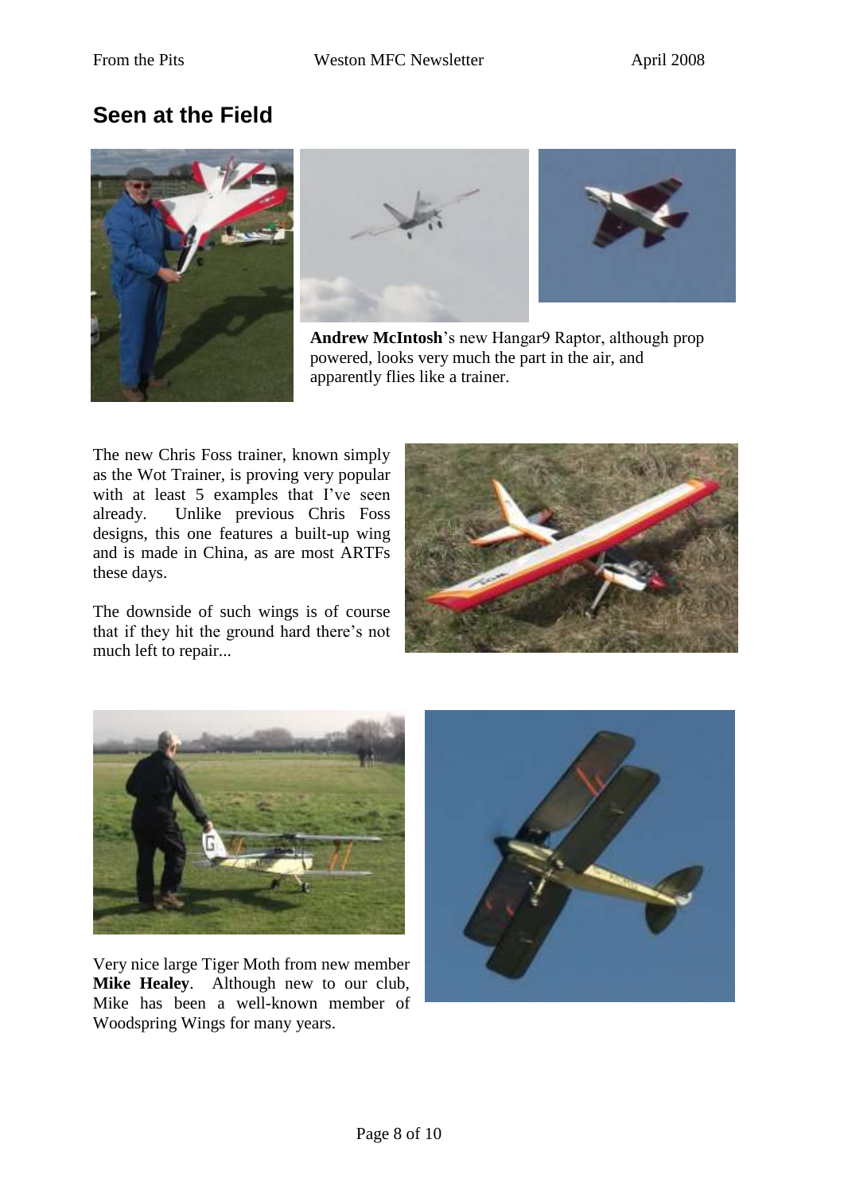## Seen at the Field

**Andrew McIntosh**'s new Hangar9 Raptor, although prop powered, looks very much the part in the air, and apparently flies like a trainer.

The new Chris Foss trainer, known simply as the Wot Trainer, is proving very popular with at least 5 examples that I've seen already. Unlike previous Chris Foss designs, this one features a built-up wing and is made in China, as are most ARTFs these days.

The downside of such wings is of course that if they hit the ground hard there's not much left to repair...

Very nice large Tiger Moth from new member **Mike Healey**. Although new to our club, Mike has been a well-known member of Woodspring Wings for many years.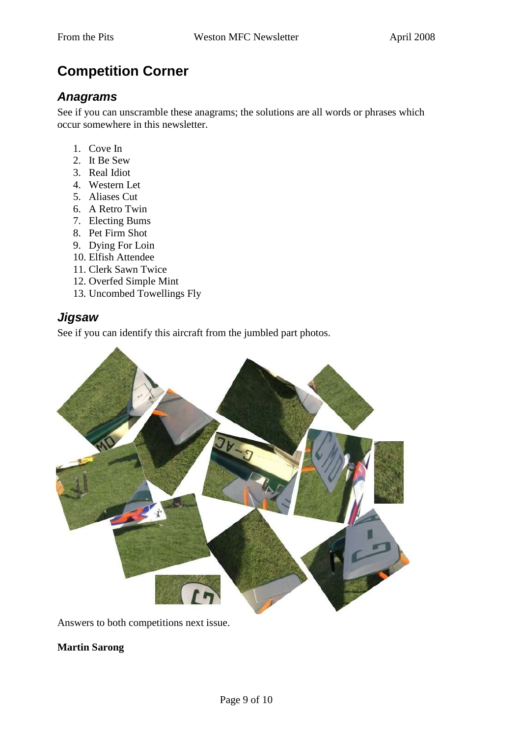# Competition Corner

## *Anagrams*

See if you can unscramble these anagrams; the solutions are all words or phrases which occur somewhere in this newsletter.

1. Cove In
2. It Be Sew
3. Real Idiot
4. Western Let
5. Aliases Cut
6. A Retro Twin
7. Electing Bums
8. Pet Firm Shot
9. Dying For Loin
10. Elfish Attendee
11. Clerk Sawn Twice
12. Overfed Simple Mint
13. Uncombed Towellings Fly

## *Jigsaw*

See if you can identify this aircraft from the jumbled part photos.

Answers to both competitions next issue.

**Martin Sarong**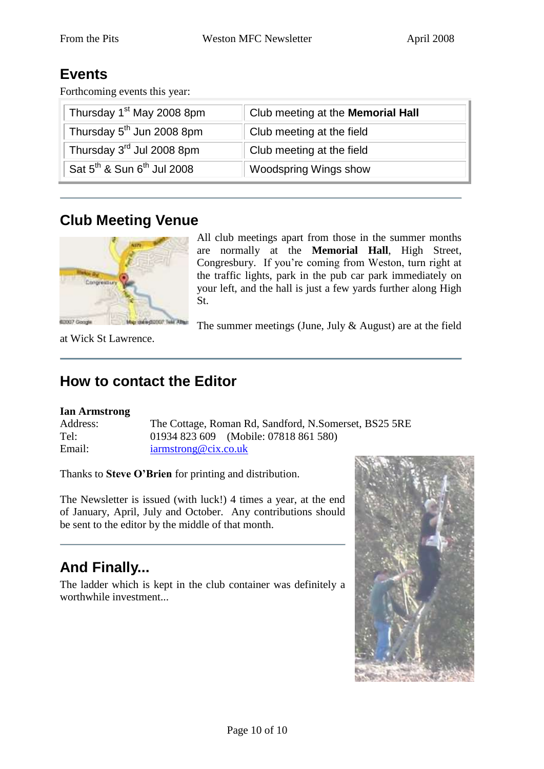## Events

Forthcoming events this year:

| | |
|---|---|
| Thursday 1st May 2008 8pm | Club meeting at the **Memorial Hall** |
| Thursday 5th Jun 2008 8pm | Club meeting at the field |
| Thursday 3rd Jul 2008 8pm | Club meeting at the field |
| Sat 5th & Sun 6th Jul 2008 | Woodspring Wings show |

## Club Meeting Venue

All club meetings apart from those in the summer months are normally at the **Memorial Hall**, High Street, Congresbury. If you're coming from Weston, turn right at the traffic lights, park in the pub car park immediately on your left, and the hall is just a few yards further along High St.

The summer meetings (June, July & August) are at the field at Wick St Lawrence.

## How to contact the Editor

**Ian Armstrong**

| | |
|---|---|
| Address: | The Cottage, Roman Rd, Sandford, N.Somerset, BS25 5RE |
| Tel: | 01934 823 609 (Mobile: 07818 861 580) |
| Email: | iarmstrong@cix.co.uk |

Thanks to **Steve O'Brien** for printing and distribution.

The Newsletter is issued (with luck!) 4 times a year, at the end of January, April, July and October. Any contributions should be sent to the editor by the middle of that month.

## And Finally...

The ladder which is kept in the club container was definitely a worthwhile investment...